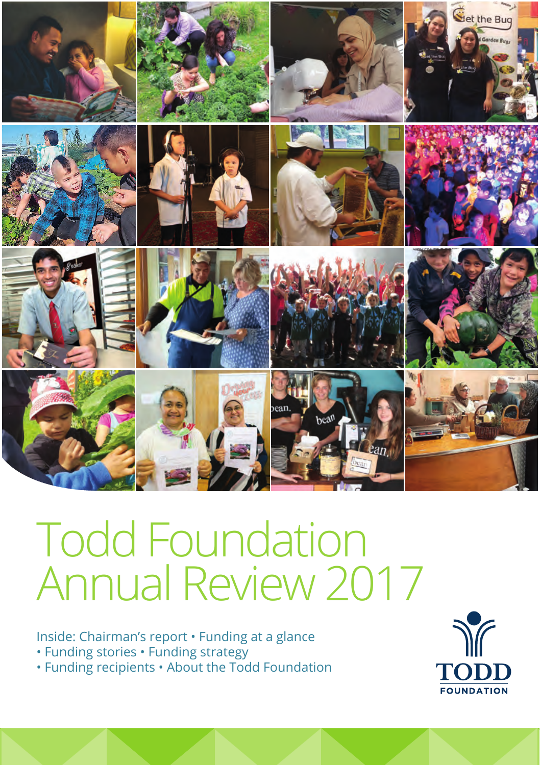# Todd Foundation Annual Review 2017

Inside: Chairman's report • Funding at a glance • Funding stories • Funding strategy • Funding recipients • About the Todd Foundation

TODD FOUNDATION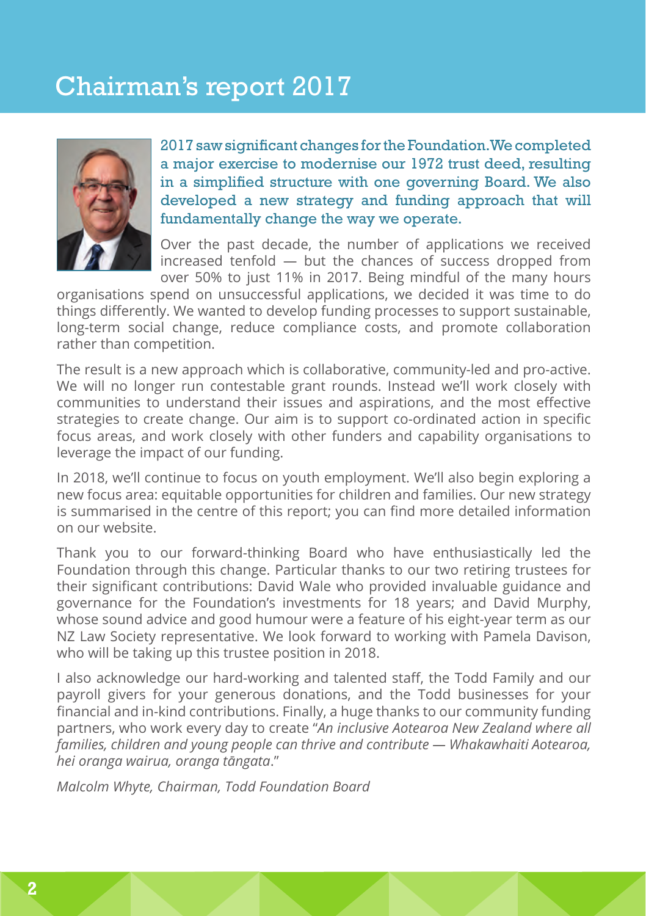# Chairman's report 2017

2017 saw significant changes for the Foundation. We completed a major exercise to modernise our 1972 trust deed, resulting in a simplified structure with one governing Board. We also developed a new strategy and funding approach that will fundamentally change the way we operate.

Over the past decade, the number of applications we received increased tenfold — but the chances of success dropped from over 50% to just 11% in 2017. Being mindful of the many hours organisations spend on unsuccessful applications, we decided it was time to do things differently. We wanted to develop funding processes to support sustainable, long-term social change, reduce compliance costs, and promote collaboration rather than competition.

The result is a new approach which is collaborative, community-led and pro-active. We will no longer run contestable grant rounds. Instead we'll work closely with communities to understand their issues and aspirations, and the most effective strategies to create change. Our aim is to support co-ordinated action in specific focus areas, and work closely with other funders and capability organisations to leverage the impact of our funding.

In 2018, we'll continue to focus on youth employment. We'll also begin exploring a new focus area: equitable opportunities for children and families. Our new strategy is summarised in the centre of this report; you can find more detailed information on our website.

Thank you to our forward-thinking Board who have enthusiastically led the Foundation through this change. Particular thanks to our two retiring trustees for their significant contributions: David Wale who provided invaluable guidance and governance for the Foundation's investments for 18 years; and David Murphy, whose sound advice and good humour were a feature of his eight-year term as our NZ Law Society representative. We look forward to working with Pamela Davison, who will be taking up this trustee position in 2018.

I also acknowledge our hard-working and talented staff, the Todd Family and our payroll givers for your generous donations, and the Todd businesses for your financial and in-kind contributions. Finally, a huge thanks to our community funding partners, who work every day to create "*An inclusive Aotearoa New Zealand where all families, children and young people can thrive and contribute — Whakawhaiti Aotearoa, hei oranga wairua, oranga tāngata*."

*Malcolm Whyte, Chairman, Todd Foundation Board*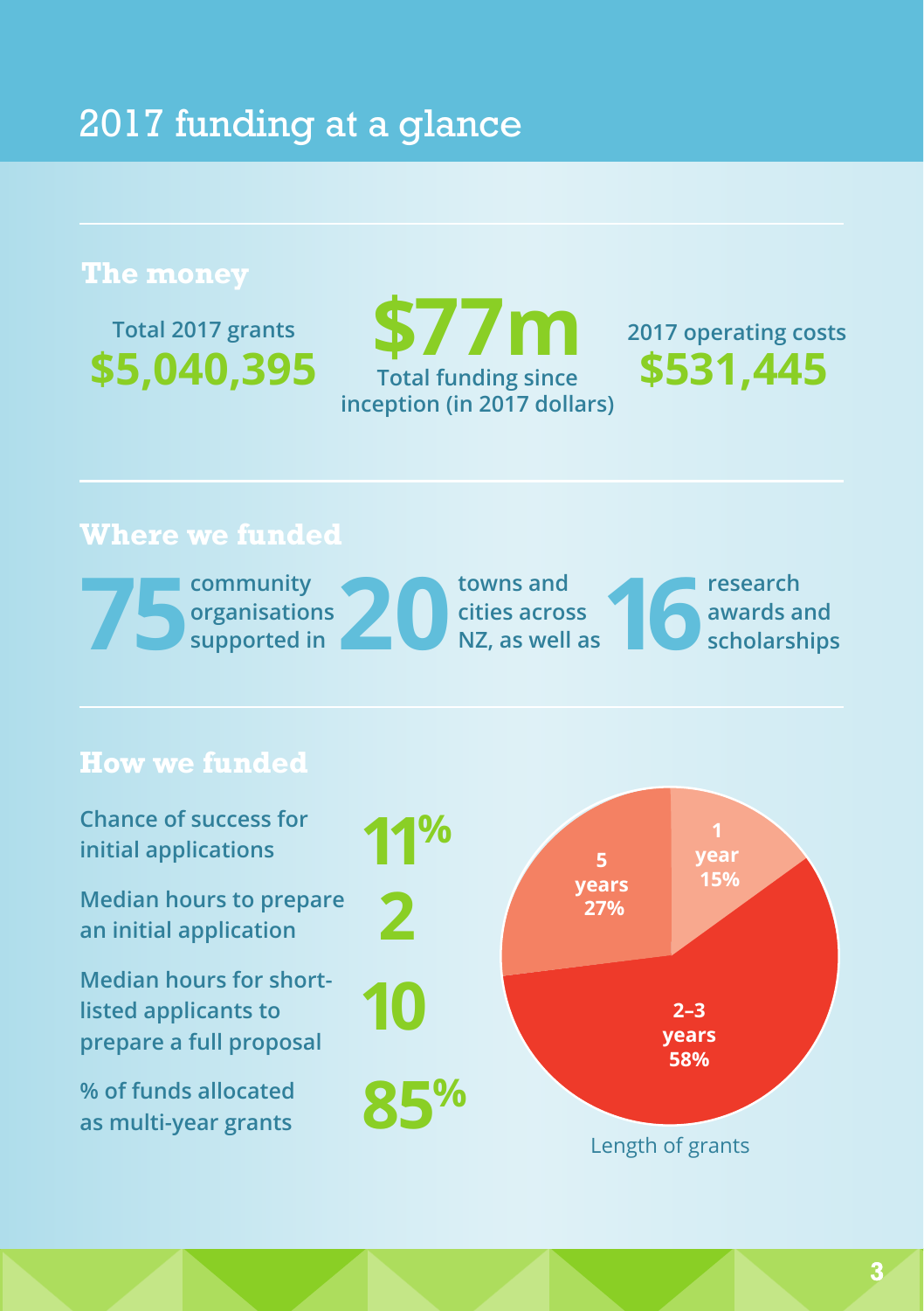# 2017 funding at a glance

## The money

Total 2017 grants **$5,040,395**

**$77m** Total funding since inception (in 2017 dollars)

2017 operating costs **$531,445**

## Where we funded

**75** community organisations supported in **20** towns and cities across NZ, as well as **16** research awards and scholarships

## How we funded

Chance of success for initial applications **11%**

Median hours to prepare an initial application **2**

Median hours for short-listed applicants to prepare a full proposal **10**

% of funds allocated as multi-year grants **85%**

Length of grants

| Length | Share |
| --- | --- |
| 1 year | 15% |
| 2–3 years | 58% |
| 5 years | 27% |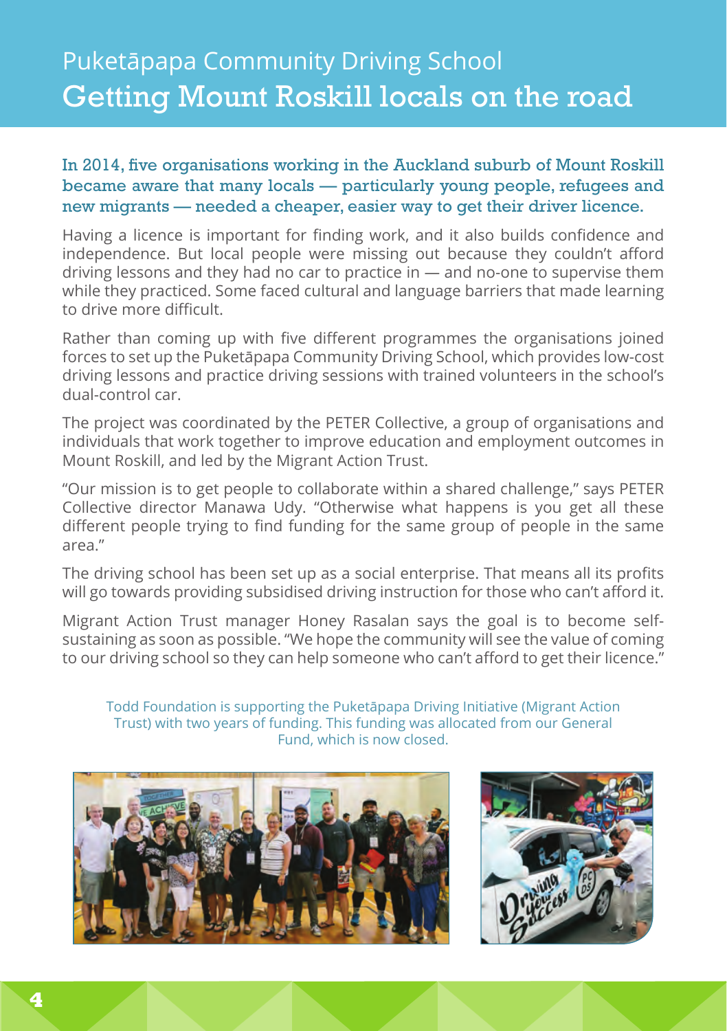# Puketāpapa Community Driving School

## Getting Mount Roskill locals on the road

**In 2014, five organisations working in the Auckland suburb of Mount Roskill became aware that many locals — particularly young people, refugees and new migrants — needed a cheaper, easier way to get their driver licence.**

Having a licence is important for finding work, and it also builds confidence and independence. But local people were missing out because they couldn't afford driving lessons and they had no car to practice in — and no-one to supervise them while they practiced. Some faced cultural and language barriers that made learning to drive more difficult.

Rather than coming up with five different programmes the organisations joined forces to set up the Puketāpapa Community Driving School, which provides low-cost driving lessons and practice driving sessions with trained volunteers in the school's dual-control car.

The project was coordinated by the PETER Collective, a group of organisations and individuals that work together to improve education and employment outcomes in Mount Roskill, and led by the Migrant Action Trust.

"Our mission is to get people to collaborate within a shared challenge," says PETER Collective director Manawa Udy. "Otherwise what happens is you get all these different people trying to find funding for the same group of people in the same area."

The driving school has been set up as a social enterprise. That means all its profits will go towards providing subsidised driving instruction for those who can't afford it.

Migrant Action Trust manager Honey Rasalan says the goal is to become self-sustaining as soon as possible. "We hope the community will see the value of coming to our driving school so they can help someone who can't afford to get their licence."

Todd Foundation is supporting the Puketāpapa Driving Initiative (Migrant Action Trust) with two years of funding. This funding was allocated from our General Fund, which is now closed.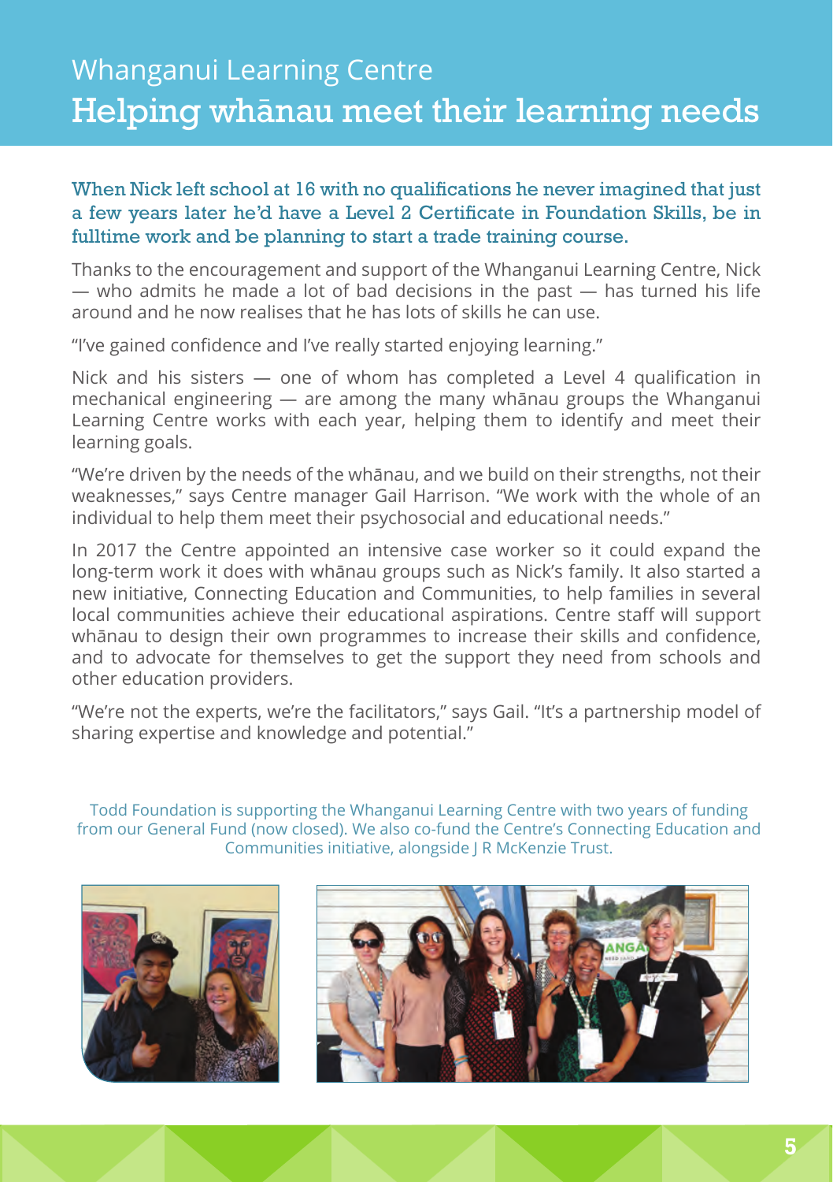# Whanganui Learning Centre

## Helping whānau meet their learning needs

When Nick left school at 16 with no qualifications he never imagined that just a few years later he'd have a Level 2 Certificate in Foundation Skills, be in fulltime work and be planning to start a trade training course.

Thanks to the encouragement and support of the Whanganui Learning Centre, Nick — who admits he made a lot of bad decisions in the past — has turned his life around and he now realises that he has lots of skills he can use.

"I've gained confidence and I've really started enjoying learning."

Nick and his sisters — one of whom has completed a Level 4 qualification in mechanical engineering — are among the many whānau groups the Whanganui Learning Centre works with each year, helping them to identify and meet their learning goals.

"We're driven by the needs of the whānau, and we build on their strengths, not their weaknesses," says Centre manager Gail Harrison. "We work with the whole of an individual to help them meet their psychosocial and educational needs."

In 2017 the Centre appointed an intensive case worker so it could expand the long-term work it does with whānau groups such as Nick's family. It also started a new initiative, Connecting Education and Communities, to help families in several local communities achieve their educational aspirations. Centre staff will support whānau to design their own programmes to increase their skills and confidence, and to advocate for themselves to get the support they need from schools and other education providers.

"We're not the experts, we're the facilitators," says Gail. "It's a partnership model of sharing expertise and knowledge and potential."

Todd Foundation is supporting the Whanganui Learning Centre with two years of funding from our General Fund (now closed). We also co-fund the Centre's Connecting Education and Communities initiative, alongside J R McKenzie Trust.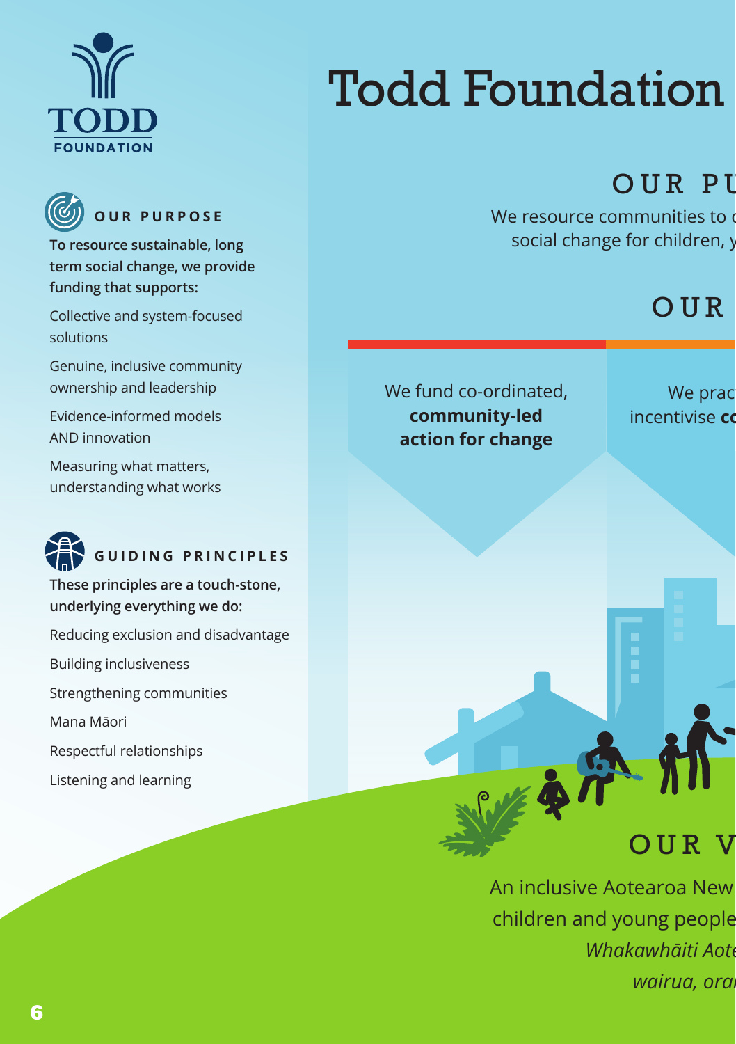# Todd Foundation

## OUR PURPOSE

**To resource sustainable, long term social change, we provide funding that supports:**

Collective and system-focused solutions

Genuine, inclusive community ownership and leadership

Evidence-informed models AND innovation

Measuring what matters, understanding what works

## GUIDING PRINCIPLES

**These principles are a touch-stone, underlying everything we do:**

Reducing exclusion and disadvantage

Building inclusiveness

Strengthening communities

Mana Māori

Respectful relationships

Listening and learning

## OUR PU

We resource communities to c
social change for children, y

## OUR

We fund co-ordinated, **community-led action for change**

We prac
incentivise **co**

## OUR V

An inclusive Aotearoa New
children and young people

*Whakawhāiti Aote*
*wairua, ora*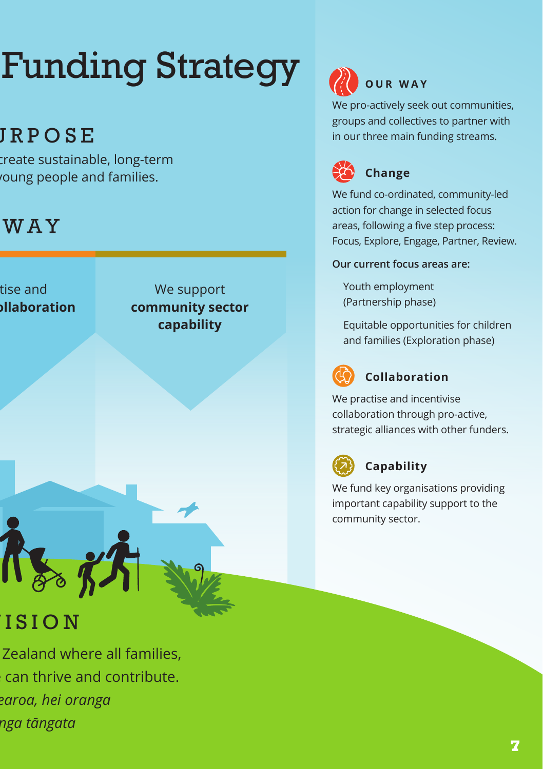# Funding Strategy

## URPOSE

create sustainable, long-term
young people and families.

## WAY

tise and
**ollaboration**

We support
**community sector capability**

## ISION

Zealand where all families,
can thrive and contribute.

*earoa, hei oranga*
*nga tāngata*

## OUR WAY

We pro-actively seek out communities, groups and collectives to partner with in our three main funding streams.

### Change

We fund co-ordinated, community-led action for change in selected focus areas, following a five step process: Focus, Explore, Engage, Partner, Review.

**Our current focus areas are:**

- Youth employment (Partnership phase)
- Equitable opportunities for children and families (Exploration phase)

### Collaboration

We practise and incentivise collaboration through pro-active, strategic alliances with other funders.

### Capability

We fund key organisations providing important capability support to the community sector.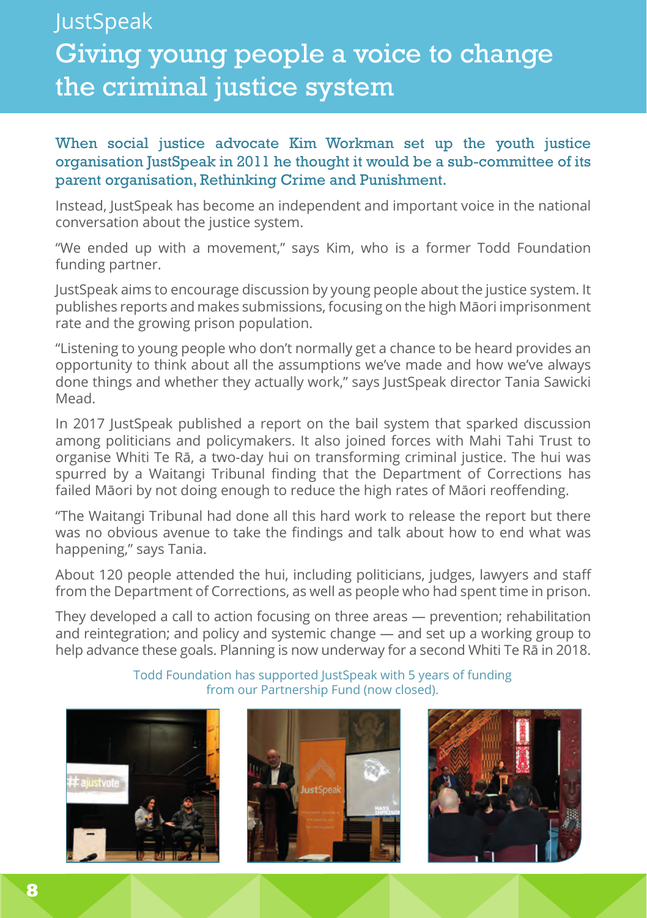JustSpeak

# Giving young people a voice to change the criminal justice system

When social justice advocate Kim Workman set up the youth justice organisation JustSpeak in 2011 he thought it would be a sub-committee of its parent organisation, Rethinking Crime and Punishment.

Instead, JustSpeak has become an independent and important voice in the national conversation about the justice system.

"We ended up with a movement," says Kim, who is a former Todd Foundation funding partner.

JustSpeak aims to encourage discussion by young people about the justice system. It publishes reports and makes submissions, focusing on the high Māori imprisonment rate and the growing prison population.

"Listening to young people who don't normally get a chance to be heard provides an opportunity to think about all the assumptions we've made and how we've always done things and whether they actually work," says JustSpeak director Tania Sawicki Mead.

In 2017 JustSpeak published a report on the bail system that sparked discussion among politicians and policymakers. It also joined forces with Mahi Tahi Trust to organise Whiti Te Rā, a two-day hui on transforming criminal justice. The hui was spurred by a Waitangi Tribunal finding that the Department of Corrections has failed Māori by not doing enough to reduce the high rates of Māori reoffending.

"The Waitangi Tribunal had done all this hard work to release the report but there was no obvious avenue to take the findings and talk about how to end what was happening," says Tania.

About 120 people attended the hui, including politicians, judges, lawyers and staff from the Department of Corrections, as well as people who had spent time in prison.

They developed a call to action focusing on three areas — prevention; rehabilitation and reintegration; and policy and systemic change — and set up a working group to help advance these goals. Planning is now underway for a second Whiti Te Rā in 2018.

Todd Foundation has supported JustSpeak with 5 years of funding from our Partnership Fund (now closed).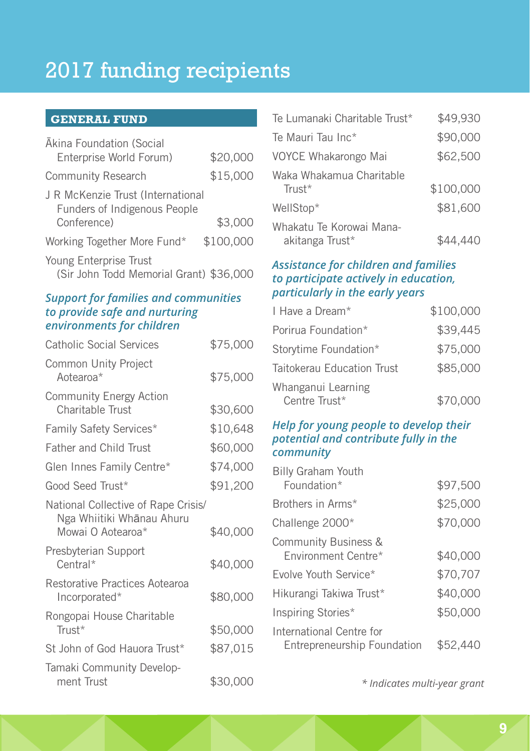# 2017 funding recipients

## GENERAL FUND

| | |
|---|---|
| Ākina Foundation (Social Enterprise World Forum) | $20,000 |
| Community Research | $15,000 |
| J R McKenzie Trust (International Funders of Indigenous People Conference) | $3,000 |
| Working Together More Fund* | $100,000 |
| Young Enterprise Trust (Sir John Todd Memorial Grant) | $36,000 |

### *Support for families and communities to provide safe and nurturing environments for children*

| | |
|---|---|
| Catholic Social Services | $75,000 |
| Common Unity Project Aotearoa* | $75,000 |
| Community Energy Action Charitable Trust | $30,600 |
| Family Safety Services* | $10,648 |
| Father and Child Trust | $60,000 |
| Glen Innes Family Centre* | $74,000 |
| Good Seed Trust* | $91,200 |
| National Collective of Rape Crisis/ Nga Whiitiki Whānau Ahuru Mowai O Aotearoa* | $40,000 |
| Presbyterian Support Central* | $40,000 |
| Restorative Practices Aotearoa Incorporated* | $80,000 |
| Rongopai House Charitable Trust* | $50,000 |
| St John of God Hauora Trust* | $87,015 |
| Tamaki Community Development Trust | $30,000 |
| Te Lumanaki Charitable Trust* | $49,930 |
| Te Mauri Tau Inc* | $90,000 |
| VOYCE Whakarongo Mai | $62,500 |
| Waka Whakamua Charitable Trust* | $100,000 |
| WellStop* | $81,600 |
| Whakatu Te Korowai Manaakitanga Trust* | $44,440 |

### *Assistance for children and families to participate actively in education, particularly in the early years*

| | |
|---|---|
| I Have a Dream* | $100,000 |
| Porirua Foundation* | $39,445 |
| Storytime Foundation* | $75,000 |
| Taitokerau Education Trust | $85,000 |
| Whanganui Learning Centre Trust* | $70,000 |

### *Help for young people to develop their potential and contribute fully in the community*

| | |
|---|---|
| Billy Graham Youth Foundation* | $97,500 |
| Brothers in Arms* | $25,000 |
| Challenge 2000* | $70,000 |
| Community Business & Environment Centre* | $40,000 |
| Evolve Youth Service* | $70,707 |
| Hikurangi Takiwa Trust* | $40,000 |
| Inspiring Stories* | $50,000 |
| International Centre for Entrepreneurship Foundation | $52,440 |

*\* Indicates multi-year grant*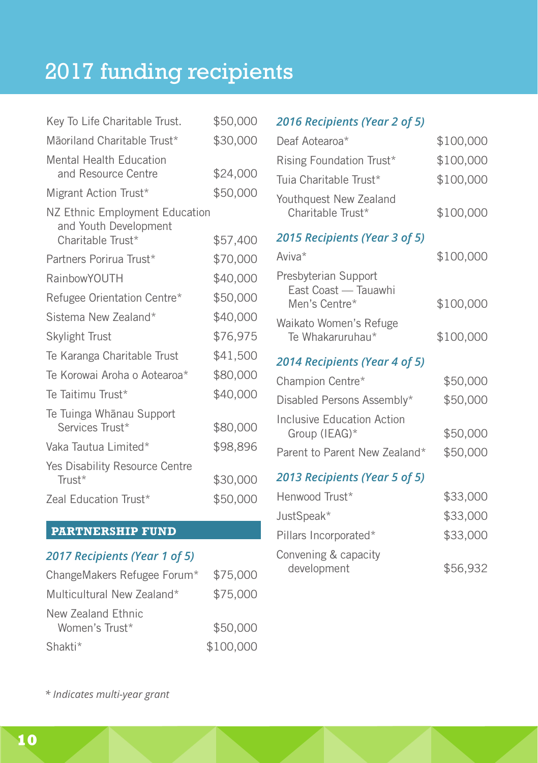# 2017 funding recipients

| | |
|---|---|
| Key To Life Charitable Trust. | $50,000 |
| Māoriland Charitable Trust* | $30,000 |
| Mental Health Education and Resource Centre | $24,000 |
| Migrant Action Trust* | $50,000 |
| NZ Ethnic Employment Education and Youth Development Charitable Trust* | $57,400 |
| Partners Porirua Trust* | $70,000 |
| RainbowYOUTH | $40,000 |
| Refugee Orientation Centre* | $50,000 |
| Sistema New Zealand* | $40,000 |
| Skylight Trust | $76,975 |
| Te Karanga Charitable Trust | $41,500 |
| Te Korowai Aroha o Aotearoa* | $80,000 |
| Te Taitimu Trust* | $40,000 |
| Te Tuinga Whānau Support Services Trust* | $80,000 |
| Vaka Tautua Limited* | $98,896 |
| Yes Disability Resource Centre Trust* | $30,000 |
| Zeal Education Trust* | $50,000 |

## PARTNERSHIP FUND

### *2017 Recipients (Year 1 of 5)*

| | |
|---|---|
| ChangeMakers Refugee Forum* | $75,000 |
| Multicultural New Zealand* | $75,000 |
| New Zealand Ethnic Women's Trust* | $50,000 |
| Shakti* | $100,000 |

### *2016 Recipients (Year 2 of 5)*

| | |
|---|---|
| Deaf Aotearoa* | $100,000 |
| Rising Foundation Trust* | $100,000 |
| Tuia Charitable Trust* | $100,000 |
| Youthquest New Zealand Charitable Trust* | $100,000 |

### *2015 Recipients (Year 3 of 5)*

| | |
|---|---|
| Aviva* | $100,000 |
| Presbyterian Support East Coast — Tauawhi Men's Centre* | $100,000 |
| Waikato Women's Refuge Te Whakaruruhau* | $100,000 |

### *2014 Recipients (Year 4 of 5)*

| | |
|---|---|
| Champion Centre* | $50,000 |
| Disabled Persons Assembly* | $50,000 |
| Inclusive Education Action Group (IEAG)* | $50,000 |
| Parent to Parent New Zealand* | $50,000 |

### *2013 Recipients (Year 5 of 5)*

| | |
|---|---|
| Henwood Trust* | $33,000 |
| JustSpeak* | $33,000 |
| Pillars Incorporated* | $33,000 |
| Convening & capacity development | $56,932 |

*\* Indicates multi-year grant*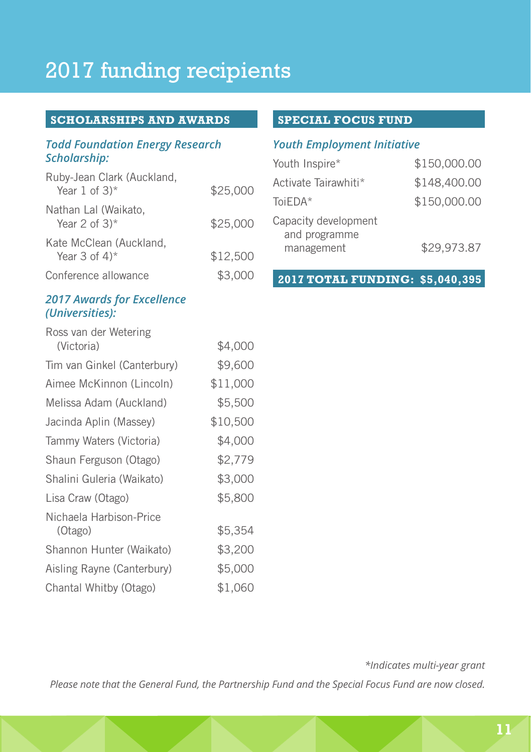# 2017 funding recipients

## SCHOLARSHIPS AND AWARDS

### *Todd Foundation Energy Research Scholarship:*

| | |
|---|---|
| Ruby-Jean Clark (Auckland, Year 1 of 3)* | $25,000 |
| Nathan Lal (Waikato, Year 2 of 3)* | $25,000 |
| Kate McClean (Auckland, Year 3 of 4)* | $12,500 |
| Conference allowance | $3,000 |

### *2017 Awards for Excellence (Universities):*

| | |
|---|---|
| Ross van der Wetering (Victoria) | $4,000 |
| Tim van Ginkel (Canterbury) | $9,600 |
| Aimee McKinnon (Lincoln) | $11,000 |
| Melissa Adam (Auckland) | $5,500 |
| Jacinda Aplin (Massey) | $10,500 |
| Tammy Waters (Victoria) | $4,000 |
| Shaun Ferguson (Otago) | $2,779 |
| Shalini Guleria (Waikato) | $3,000 |
| Lisa Craw (Otago) | $5,800 |
| Nichaela Harbison-Price (Otago) | $5,354 |
| Shannon Hunter (Waikato) | $3,200 |
| Aisling Rayne (Canterbury) | $5,000 |
| Chantal Whitby (Otago) | $1,060 |

## SPECIAL FOCUS FUND

### *Youth Employment Initiative*

| | |
|---|---|
| Youth Inspire* | $150,000.00 |
| Activate Tairawhiti* | $148,400.00 |
| ToiEDA* | $150,000.00 |
| Capacity development and programme management | $29,973.87 |

**2017 TOTAL FUNDING: $5,040,395**

*\*Indicates multi-year grant*

*Please note that the General Fund, the Partnership Fund and the Special Focus Fund are now closed.*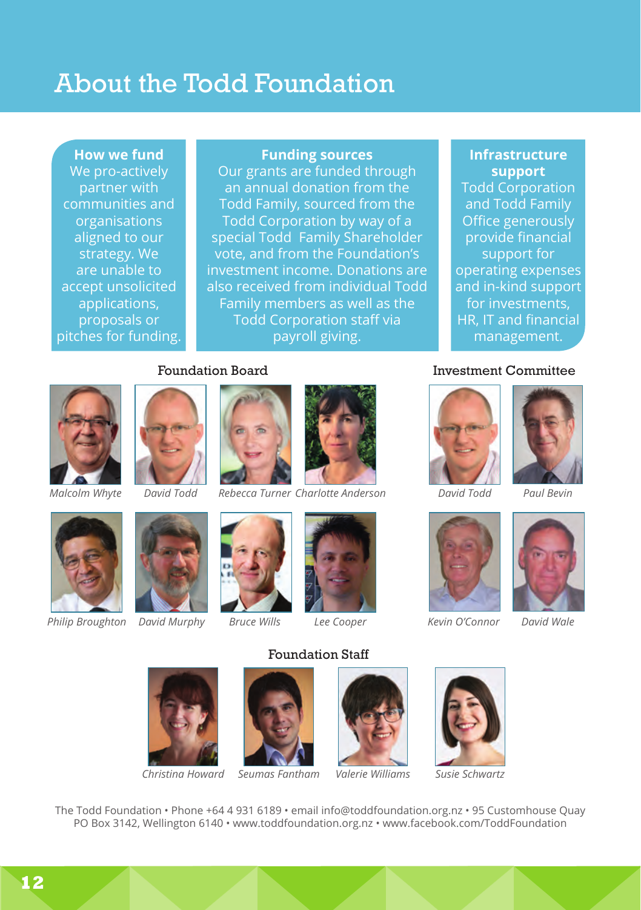# About the Todd Foundation

**How we fund**
We pro-actively partner with communities and organisations aligned to our strategy. We are unable to accept unsolicited applications, proposals or pitches for funding.

**Funding sources**
Our grants are funded through an annual donation from the Todd Family, sourced from the Todd Corporation by way of a special Todd Family Shareholder vote, and from the Foundation's investment income. Donations are also received from individual Todd Family members as well as the Todd Corporation staff via payroll giving.

**Infrastructure support**
Todd Corporation and Todd Family Office generously provide financial support for operating expenses and in-kind support for investments, HR, IT and financial management.

## Foundation Board

*Malcolm Whyte*
*David Todd*
*Rebecca Turner*
*Charlotte Anderson*
*Philip Broughton*
*David Murphy*
*Bruce Wills*
*Lee Cooper*

## Investment Committee

*David Todd*
*Paul Bevin*
*Kevin O'Connor*
*David Wale*

## Foundation Staff

*Christina Howard*
*Seumas Fantham*
*Valerie Williams*
*Susie Schwartz*

The Todd Foundation • Phone +64 4 931 6189 • email info@toddfoundation.org.nz • 95 Customhouse Quay
PO Box 3142, Wellington 6140 • www.toddfoundation.org.nz • www.facebook.com/ToddFoundation